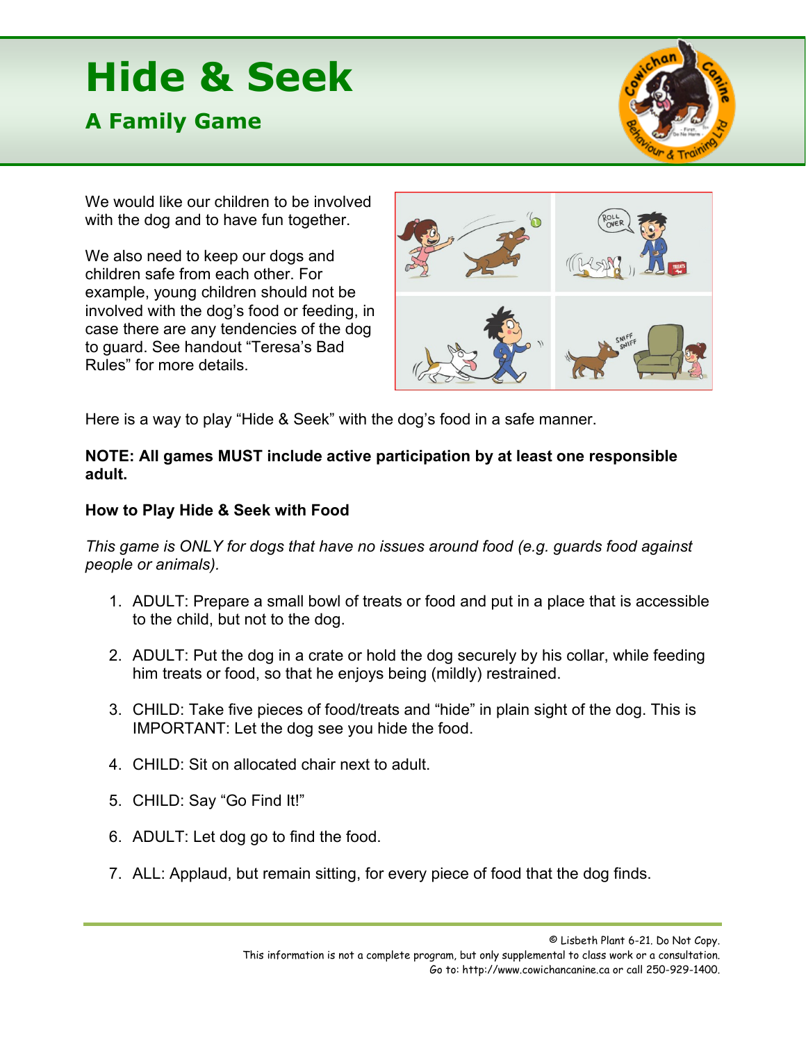# Hide & Seek

## A Family Game

We would like our children to be involved with the dog and to have fun together.

We also need to keep our dogs and children safe from each other. For example, young children should not be involved with the dog's food or feeding, in case there are any tendencies of the dog to guard. See handout "Teresa's Bad Rules" for more details.

Here is a way to play "Hide & Seek" with the dog's food in a safe manner.

**NOTE: All games MUST include active participation by at least one responsible adult.**

**How to Play Hide & Seek with Food**

*This game is ONLY for dogs that have no issues around food (e.g. guards food against people or animals).*

1. ADULT: Prepare a small bowl of treats or food and put in a place that is accessible to the child, but not to the dog.
2. ADULT: Put the dog in a crate or hold the dog securely by his collar, while feeding him treats or food, so that he enjoys being (mildly) restrained.
3. CHILD: Take five pieces of food/treats and "hide" in plain sight of the dog. This is IMPORTANT: Let the dog see you hide the food.
4. CHILD: Sit on allocated chair next to adult.
5. CHILD: Say "Go Find It!"
6. ADULT: Let dog go to find the food.
7. ALL: Applaud, but remain sitting, for every piece of food that the dog finds.

© Lisbeth Plant 6-21. Do Not Copy.
This information is not a complete program, but only supplemental to class work or a consultation.
Go to: http://www.cowichancanine.ca or call 250-929-1400.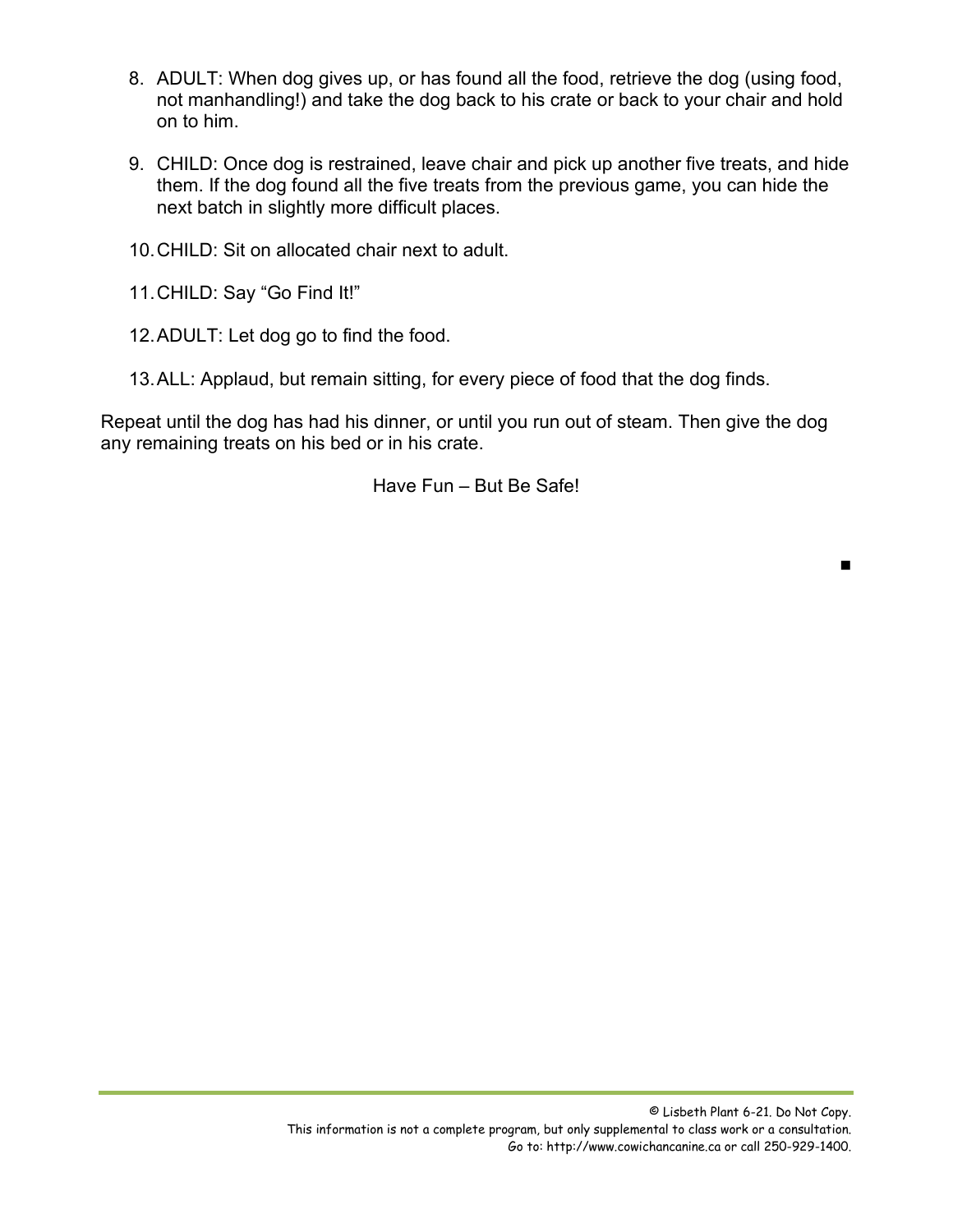8. ADULT: When dog gives up, or has found all the food, retrieve the dog (using food, not manhandling!) and take the dog back to his crate or back to your chair and hold on to him.

9. CHILD: Once dog is restrained, leave chair and pick up another five treats, and hide them. If the dog found all the five treats from the previous game, you can hide the next batch in slightly more difficult places.

10. CHILD: Sit on allocated chair next to adult.

11. CHILD: Say "Go Find It!"

12. ADULT: Let dog go to find the food.

13. ALL: Applaud, but remain sitting, for every piece of food that the dog finds.

Repeat until the dog has had his dinner, or until you run out of steam. Then give the dog any remaining treats on his bed or in his crate.

Have Fun – But Be Safe!

■

© Lisbeth Plant 6-21. Do Not Copy.
This information is not a complete program, but only supplemental to class work or a consultation.
Go to: http://www.cowichancanine.ca or call 250-929-1400.